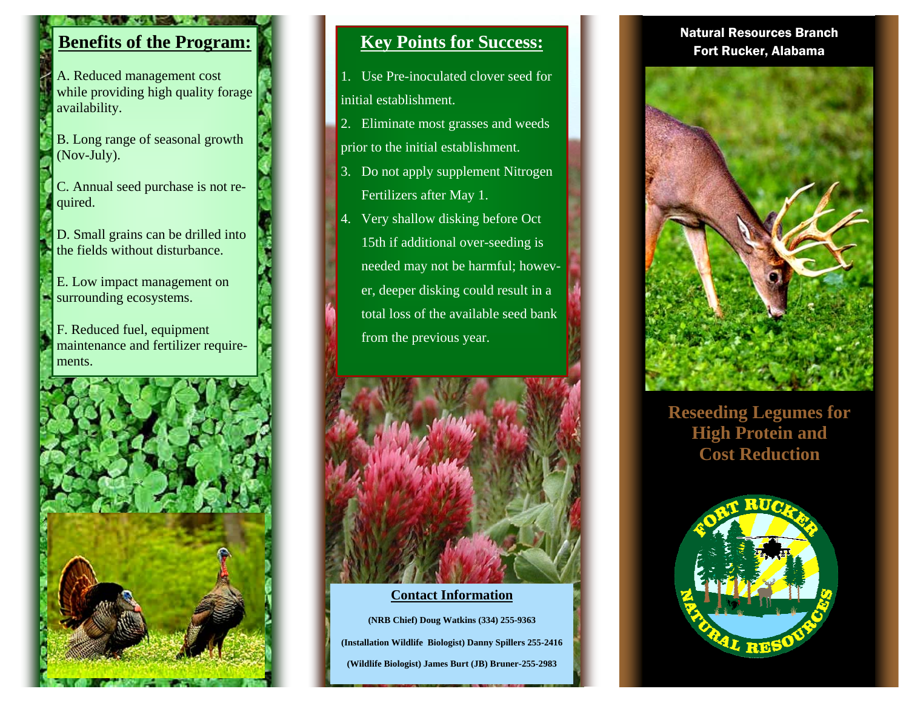## Benefits of the Program:

A. Reduced management cost while providing high quality forage availability.

B. Long range of seasonal growth (Nov-July).

C. Annual seed purchase is not required.

D. Small grains can be drilled into the fields without disturbance.

E. Low impact management on surrounding ecosystems.

F. Reduced fuel, equipment maintenance and fertilizer requirements.

## Key Points for Success:

1. Use Pre-inoculated clover seed for initial establishment.
2. Eliminate most grasses and weeds prior to the initial establishment.
3. Do not apply supplement Nitrogen Fertilizers after May 1.
4. Very shallow disking before Oct 15th if additional over-seeding is needed may not be harmful; however, deeper disking could result in a total loss of the available seed bank from the previous year.

### Contact Information

**(NRB Chief) Doug Watkins (334) 255-9363**

**(Installation Wildlife Biologist) Danny Spillers 255-2416**

**(Wildlife Biologist) James Burt (JB) Bruner-255-2983**

**Natural Resources Branch**
**Fort Rucker, Alabama**

# Reseeding Legumes for High Protein and Cost Reduction

FORT RUCKER NATURAL RESOURCES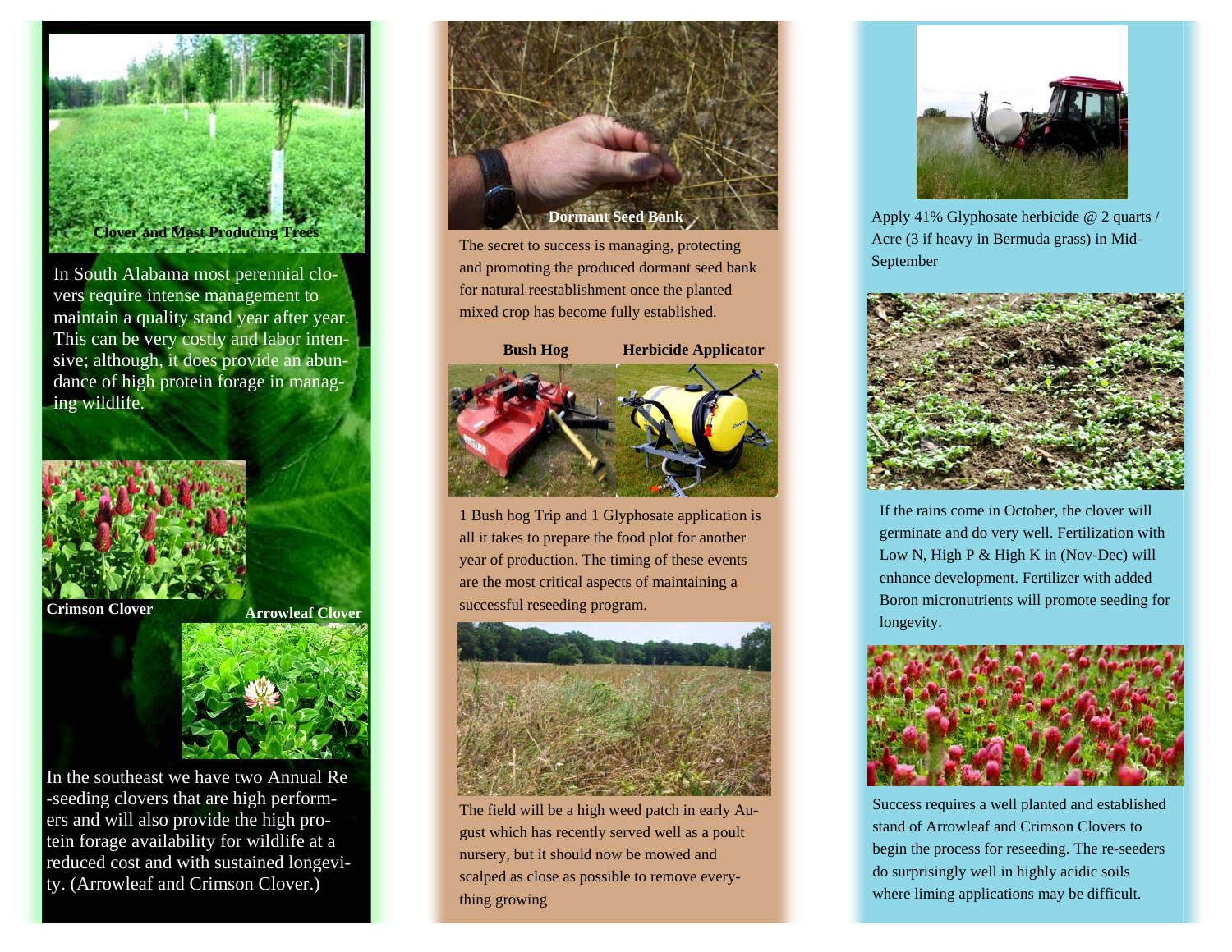**Clover and Mast Producing Trees**

In South Alabama most perennial clovers require intense management to maintain a quality stand year after year. This can be very costly and labor intensive; although, it does provide an abundance of high protein forage in managing wildlife.

**Crimson Clover**

**Arrowleaf Clover**

In the southeast we have two Annual Re-seeding clovers that are high performers and will also provide the high protein forage availability for wildlife at a reduced cost and with sustained longevity. (Arrowleaf and Crimson Clover.)

**Dormant Seed Bank**

The secret to success is managing, protecting and promoting the produced dormant seed bank for natural reestablishment once the planted mixed crop has become fully established.

**Bush Hog**

**Herbicide Applicator**

1 Bush hog Trip and 1 Glyphosate application is all it takes to prepare the food plot for another year of production. The timing of these events are the most critical aspects of maintaining a successful reseeding program.

The field will be a high weed patch in early August which has recently served well as a poult nursery, but it should now be mowed and scalped as close as possible to remove everything growing

Apply 41% Glyphosate herbicide @ 2 quarts / Acre (3 if heavy in Bermuda grass) in Mid-September

If the rains come in October, the clover will germinate and do very well. Fertilization with Low N, High P & High K in (Nov-Dec) will enhance development. Fertilizer with added Boron micronutrients will promote seeding for longevity.

Success requires a well planted and established stand of Arrowleaf and Crimson Clovers to begin the process for reseeding. The re-seeders do surprisingly well in highly acidic soils where liming applications may be difficult.